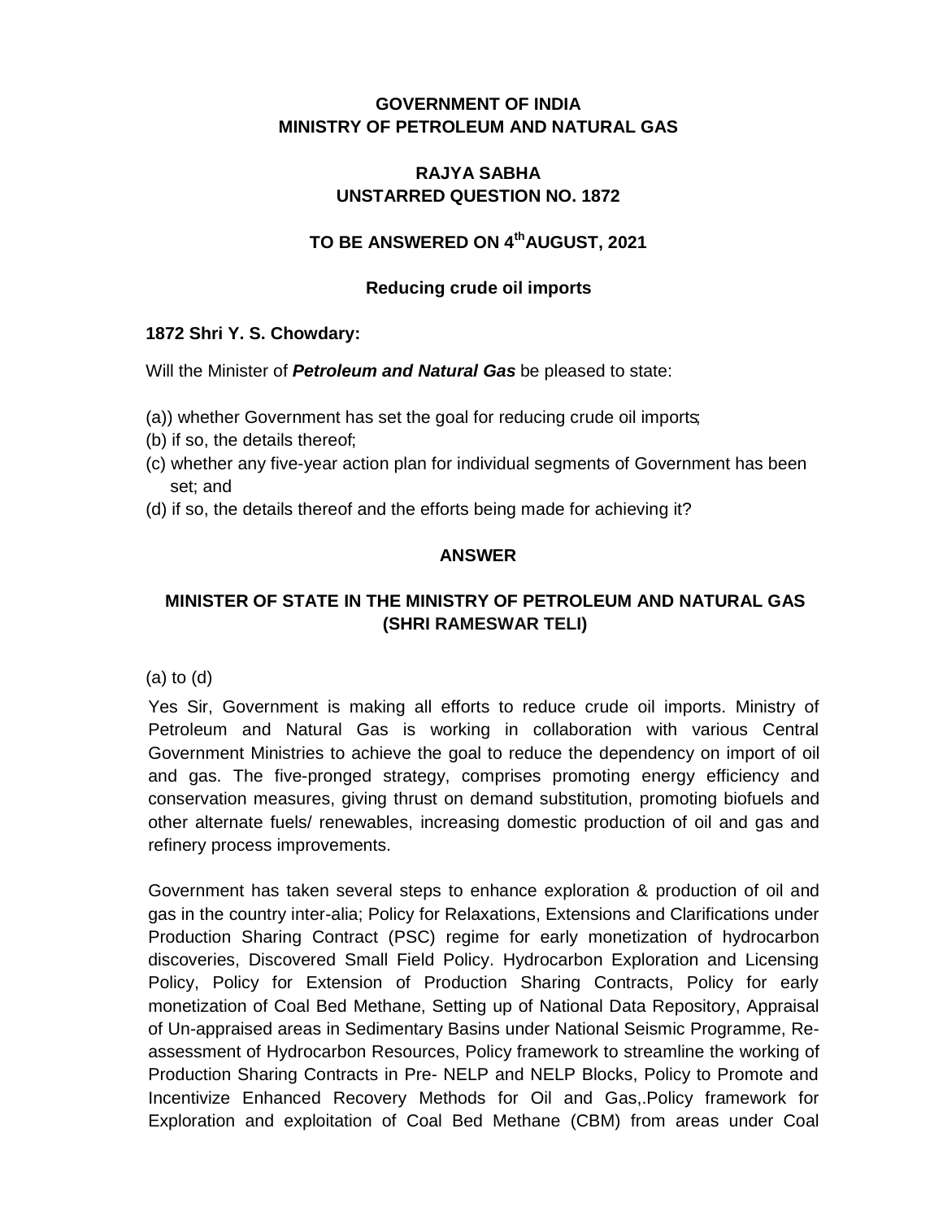**GOVERNMENT OF INDIA**
**MINISTRY OF PETROLEUM AND NATURAL GAS**

**RAJYA SABHA**
**UNSTARRED QUESTION NO. 1872**

**TO BE ANSWERED ON 4th AUGUST, 2021**

**Reducing crude oil imports**

**1872 Shri Y. S. Chowdary:**

Will the Minister of ***Petroleum and Natural Gas*** be pleased to state:

(a)) whether Government has set the goal for reducing crude oil imports;
(b) if so, the details thereof;
(c) whether any five-year action plan for individual segments of Government has been set; and
(d) if so, the details thereof and the efforts being made for achieving it?

**ANSWER**

**MINISTER OF STATE IN THE MINISTRY OF PETROLEUM AND NATURAL GAS (SHRI RAMESWAR TELI)**

(a) to (d)

Yes Sir, Government is making all efforts to reduce crude oil imports. Ministry of Petroleum and Natural Gas is working in collaboration with various Central Government Ministries to achieve the goal to reduce the dependency on import of oil and gas. The five-pronged strategy, comprises promoting energy efficiency and conservation measures, giving thrust on demand substitution, promoting biofuels and other alternate fuels/ renewables, increasing domestic production of oil and gas and refinery process improvements.

Government has taken several steps to enhance exploration & production of oil and gas in the country inter-alia; Policy for Relaxations, Extensions and Clarifications under Production Sharing Contract (PSC) regime for early monetization of hydrocarbon discoveries, Discovered Small Field Policy. Hydrocarbon Exploration and Licensing Policy, Policy for Extension of Production Sharing Contracts, Policy for early monetization of Coal Bed Methane, Setting up of National Data Repository, Appraisal of Un-appraised areas in Sedimentary Basins under National Seismic Programme, Re-assessment of Hydrocarbon Resources, Policy framework to streamline the working of Production Sharing Contracts in Pre- NELP and NELP Blocks, Policy to Promote and Incentivize Enhanced Recovery Methods for Oil and Gas,.Policy framework for Exploration and exploitation of Coal Bed Methane (CBM) from areas under Coal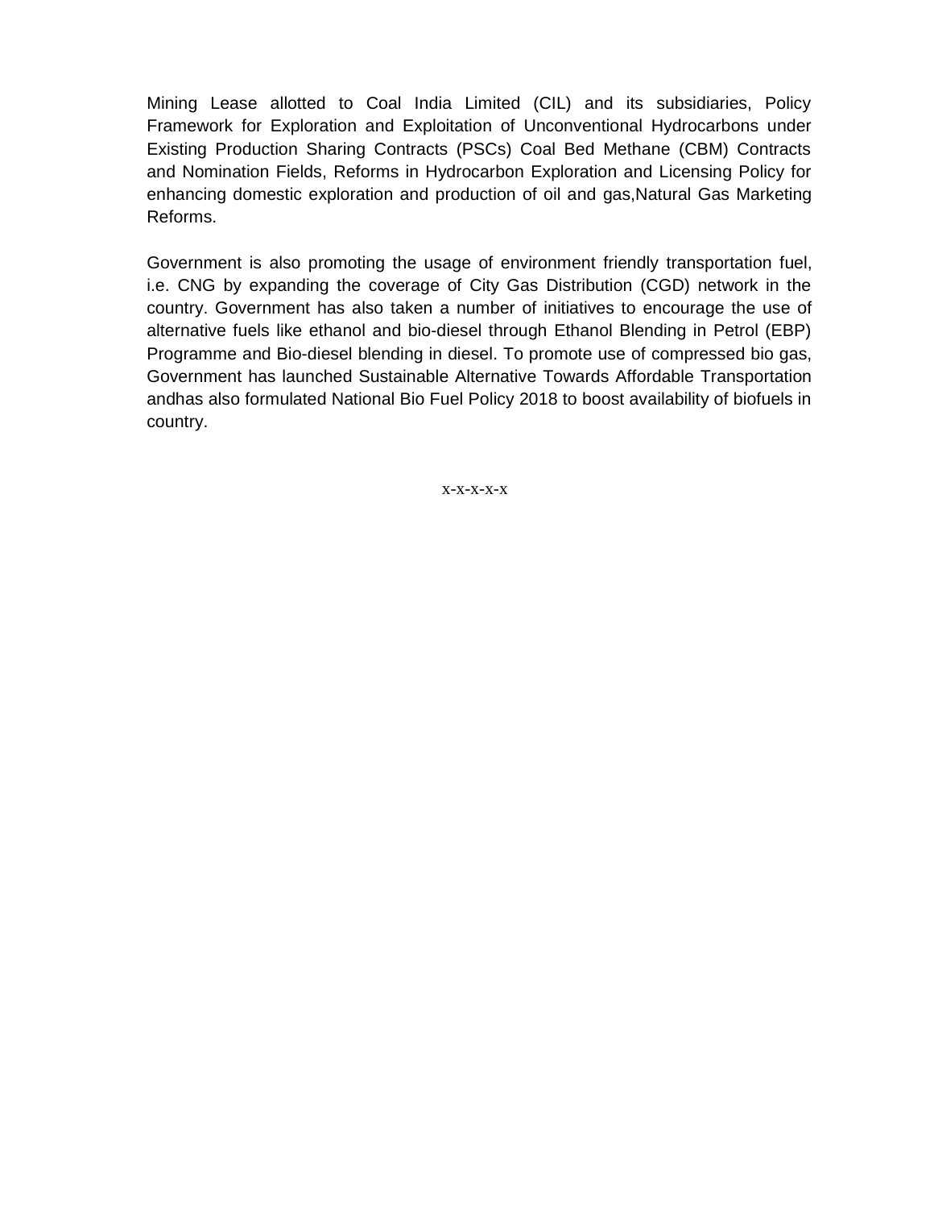Mining Lease allotted to Coal India Limited (CIL) and its subsidiaries, Policy Framework for Exploration and Exploitation of Unconventional Hydrocarbons under Existing Production Sharing Contracts (PSCs) Coal Bed Methane (CBM) Contracts and Nomination Fields, Reforms in Hydrocarbon Exploration and Licensing Policy for enhancing domestic exploration and production of oil and gas,Natural Gas Marketing Reforms.

Government is also promoting the usage of environment friendly transportation fuel, i.e. CNG by expanding the coverage of City Gas Distribution (CGD) network in the country. Government has also taken a number of initiatives to encourage the use of alternative fuels like ethanol and bio-diesel through Ethanol Blending in Petrol (EBP) Programme and Bio-diesel blending in diesel. To promote use of compressed bio gas, Government has launched Sustainable Alternative Towards Affordable Transportation andhas also formulated National Bio Fuel Policy 2018 to boost availability of biofuels in country.

x-x-x-x-x